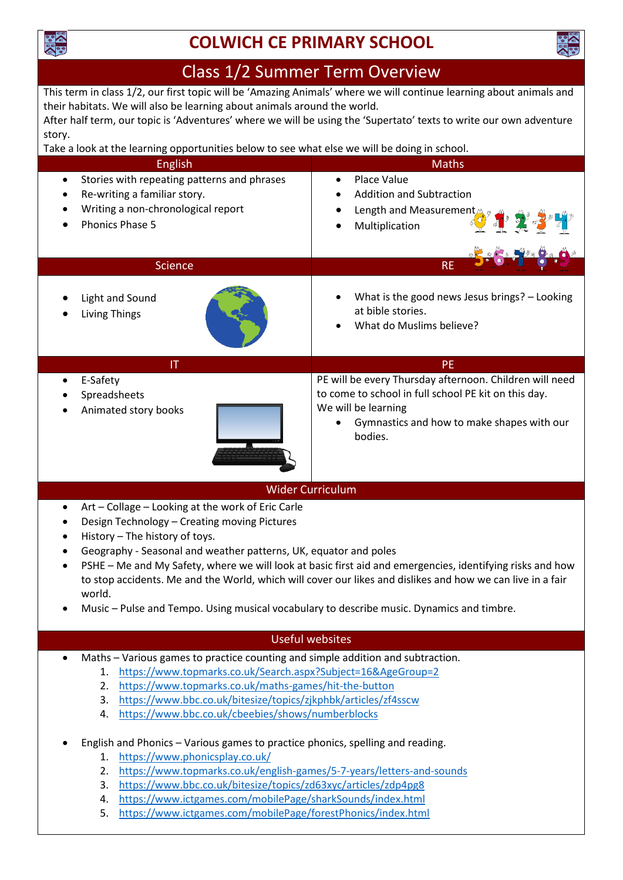# COLWICH CE PRIMARY SCHOOL

## Class 1/2 Summer Term Overview

This term in class 1/2, our first topic will be 'Amazing Animals' where we will continue learning about animals and their habitats. We will also be learning about animals around the world.
After half term, our topic is 'Adventures' where we will be using the 'Supertato' texts to write our own adventure story.
Take a look at the learning opportunities below to see what else we will be doing in school.

### English

- Stories with repeating patterns and phrases
- Re-writing a familiar story.
- Writing a non-chronological report
- Phonics Phase 5

### Maths

- Place Value
- Addition and Subtraction
- Length and Measurement
- Multiplication

### Science

- Light and Sound
- Living Things

### RE

- What is the good news Jesus brings? – Looking at bible stories.
- What do Muslims believe?

### IT

- E-Safety
- Spreadsheets
- Animated story books

### PE

PE will be every Thursday afternoon. Children will need to come to school in full school PE kit on this day.
We will be learning

- Gymnastics and how to make shapes with our bodies.

### Wider Curriculum

- Art – Collage – Looking at the work of Eric Carle
- Design Technology – Creating moving Pictures
- History – The history of toys.
- Geography - Seasonal and weather patterns, UK, equator and poles
- PSHE – Me and My Safety, where we will look at basic first aid and emergencies, identifying risks and how to stop accidents. Me and the World, which will cover our likes and dislikes and how we can live in a fair world.
- Music – Pulse and Tempo. Using musical vocabulary to describe music. Dynamics and timbre.

### Useful websites

- Maths – Various games to practice counting and simple addition and subtraction.
  1. https://www.topmarks.co.uk/Search.aspx?Subject=16&AgeGroup=2
  2. https://www.topmarks.co.uk/maths-games/hit-the-button
  3. https://www.bbc.co.uk/bitesize/topics/zjkphbk/articles/zf4sscw
  4. https://www.bbc.co.uk/cbeebies/shows/numberblocks

- English and Phonics – Various games to practice phonics, spelling and reading.
  1. https://www.phonicsplay.co.uk/
  2. https://www.topmarks.co.uk/english-games/5-7-years/letters-and-sounds
  3. https://www.bbc.co.uk/bitesize/topics/zd63xyc/articles/zdp4pg8
  4. https://www.ictgames.com/mobilePage/sharkSounds/index.html
  5. https://www.ictgames.com/mobilePage/forestPhonics/index.html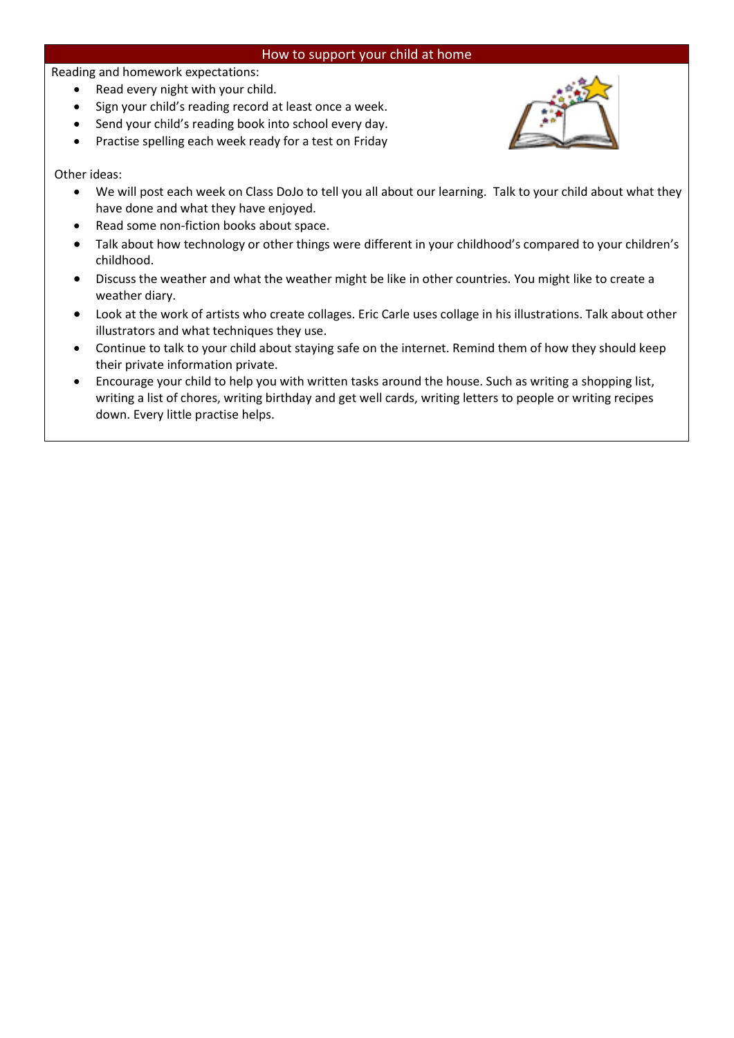## How to support your child at home

Reading and homework expectations:

- Read every night with your child.
- Sign your child's reading record at least once a week.
- Send your child's reading book into school every day.
- Practise spelling each week ready for a test on Friday

Other ideas:

- We will post each week on Class DoJo to tell you all about our learning. Talk to your child about what they have done and what they have enjoyed.
- Read some non-fiction books about space.
- Talk about how technology or other things were different in your childhood's compared to your children's childhood.
- Discuss the weather and what the weather might be like in other countries. You might like to create a weather diary.
- Look at the work of artists who create collages. Eric Carle uses collage in his illustrations. Talk about other illustrators and what techniques they use.
- Continue to talk to your child about staying safe on the internet. Remind them of how they should keep their private information private.
- Encourage your child to help you with written tasks around the house. Such as writing a shopping list, writing a list of chores, writing birthday and get well cards, writing letters to people or writing recipes down. Every little practise helps.